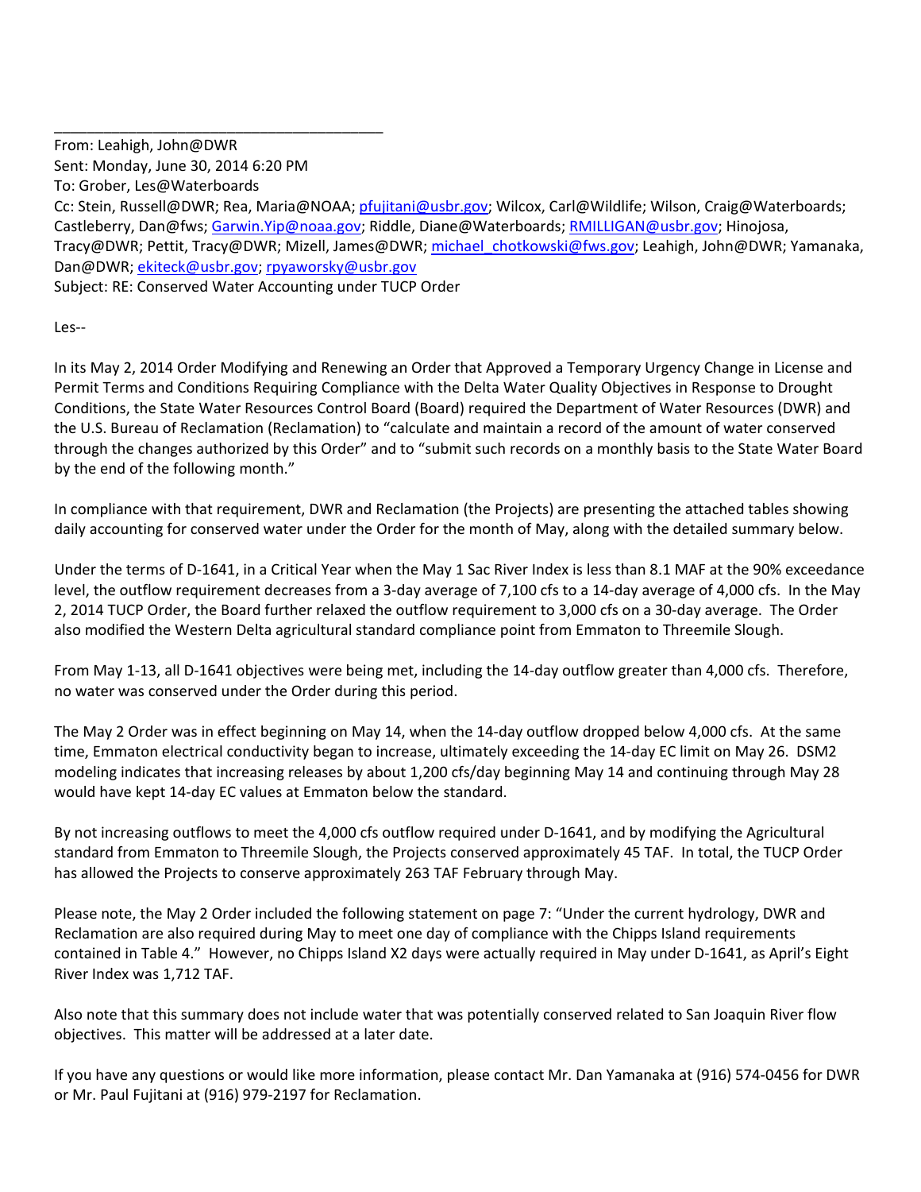\_\_\_\_\_\_\_\_\_\_\_\_\_\_\_\_\_\_\_\_\_\_\_\_\_\_\_\_\_\_\_\_\_\_\_\_\_\_\_\_\_\_\_\_

From: Leahigh, John@DWR
Sent: Monday, June 30, 2014 6:20 PM
To: Grober, Les@Waterboards
Cc: Stein, Russell@DWR; Rea, Maria@NOAA; pfujitani@usbr.gov; Wilcox, Carl@Wildlife; Wilson, Craig@Waterboards; Castleberry, Dan@fws; Garwin.Yip@noaa.gov; Riddle, Diane@Waterboards; RMILLIGAN@usbr.gov; Hinojosa, Tracy@DWR; Pettit, Tracy@DWR; Mizell, James@DWR; michael_chotkowski@fws.gov; Leahigh, John@DWR; Yamanaka, Dan@DWR; ekiteck@usbr.gov; rpyaworsky@usbr.gov
Subject: RE: Conserved Water Accounting under TUCP Order

Les--

In its May 2, 2014 Order Modifying and Renewing an Order that Approved a Temporary Urgency Change in License and Permit Terms and Conditions Requiring Compliance with the Delta Water Quality Objectives in Response to Drought Conditions, the State Water Resources Control Board (Board) required the Department of Water Resources (DWR) and the U.S. Bureau of Reclamation (Reclamation) to "calculate and maintain a record of the amount of water conserved through the changes authorized by this Order" and to "submit such records on a monthly basis to the State Water Board by the end of the following month."

In compliance with that requirement, DWR and Reclamation (the Projects) are presenting the attached tables showing daily accounting for conserved water under the Order for the month of May, along with the detailed summary below.

Under the terms of D-1641, in a Critical Year when the May 1 Sac River Index is less than 8.1 MAF at the 90% exceedance level, the outflow requirement decreases from a 3-day average of 7,100 cfs to a 14-day average of 4,000 cfs. In the May 2, 2014 TUCP Order, the Board further relaxed the outflow requirement to 3,000 cfs on a 30-day average. The Order also modified the Western Delta agricultural standard compliance point from Emmaton to Threemile Slough.

From May 1-13, all D-1641 objectives were being met, including the 14-day outflow greater than 4,000 cfs. Therefore, no water was conserved under the Order during this period.

The May 2 Order was in effect beginning on May 14, when the 14-day outflow dropped below 4,000 cfs. At the same time, Emmaton electrical conductivity began to increase, ultimately exceeding the 14-day EC limit on May 26. DSM2 modeling indicates that increasing releases by about 1,200 cfs/day beginning May 14 and continuing through May 28 would have kept 14-day EC values at Emmaton below the standard.

By not increasing outflows to meet the 4,000 cfs outflow required under D-1641, and by modifying the Agricultural standard from Emmaton to Threemile Slough, the Projects conserved approximately 45 TAF. In total, the TUCP Order has allowed the Projects to conserve approximately 263 TAF February through May.

Please note, the May 2 Order included the following statement on page 7: "Under the current hydrology, DWR and Reclamation are also required during May to meet one day of compliance with the Chipps Island requirements contained in Table 4." However, no Chipps Island X2 days were actually required in May under D-1641, as April's Eight River Index was 1,712 TAF.

Also note that this summary does not include water that was potentially conserved related to San Joaquin River flow objectives. This matter will be addressed at a later date.

If you have any questions or would like more information, please contact Mr. Dan Yamanaka at (916) 574-0456 for DWR or Mr. Paul Fujitani at (916) 979-2197 for Reclamation.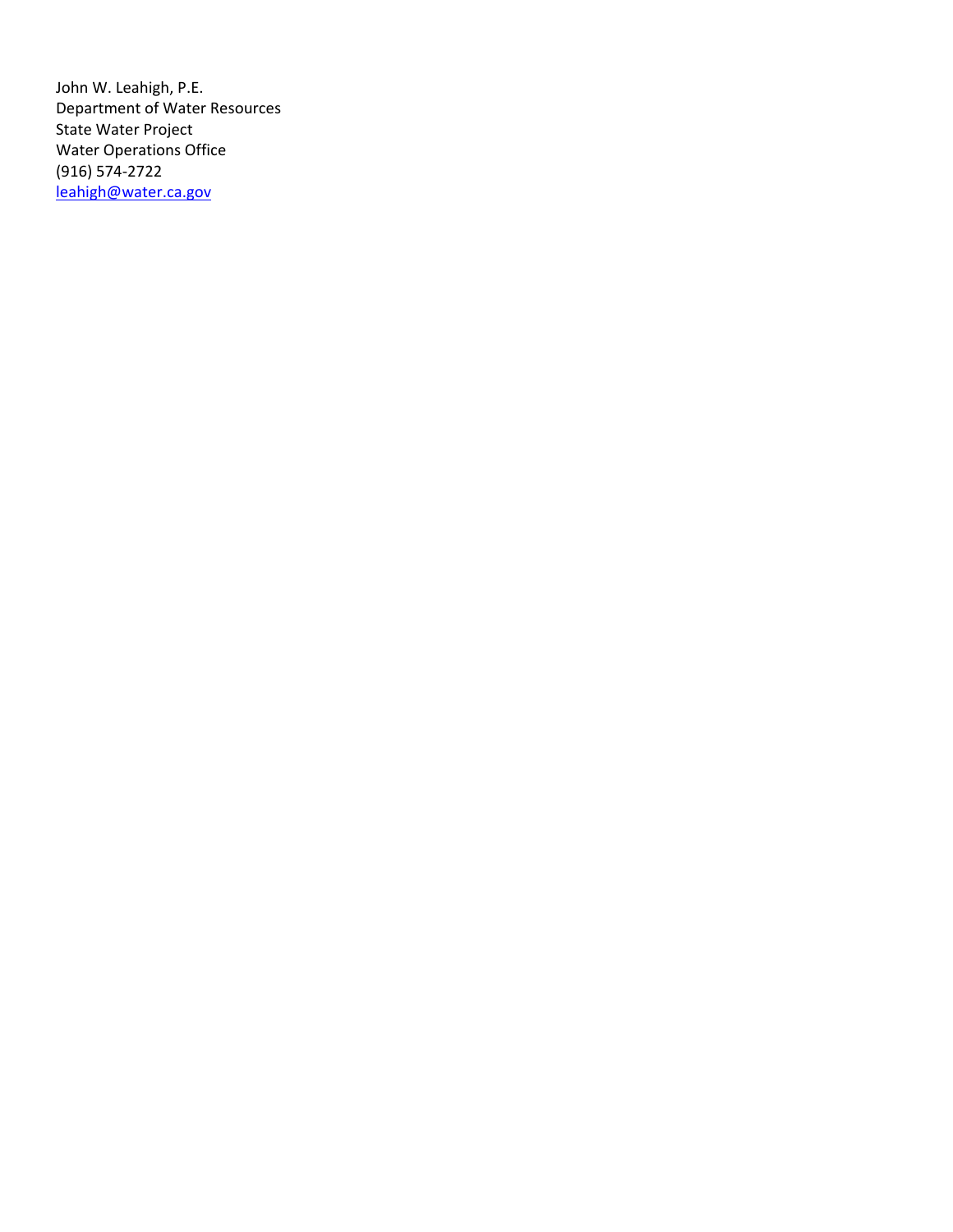John W. Leahigh, P.E.
Department of Water Resources
State Water Project
Water Operations Office
(916) 574-2722
leahigh@water.ca.gov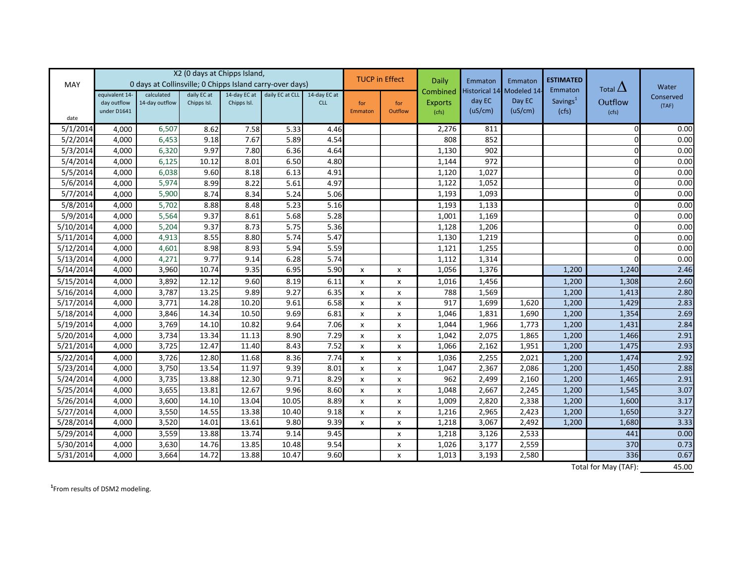| MAY | X2 (0 days at Chipps Island, 0 days at Collinsville; 0 Chipps Island carry-over days) | | | | | | TUCP in Effect | | Daily Combined Exports (cfs) | Emmaton Historical 14-day EC (uS/cm) | Emmaton Modeled 14-Day EC (uS/cm) | **ESTIMATED** Emmaton Savings[1] (cfs) | Total $\Delta$ Outflow (cfs) | Water Conserved (TAF) |
|---|---|---|---|---|---|---|---|---|---|---|---|---|---|---|
| date | equivalent 14-day outflow under D1641 | calculated 14-day outflow | daily EC at Chipps Isl. | 14-day EC at Chipps Isl. | daily EC at CLL | 14-day EC at CLL | for Emmaton | for Outflow | | | | | | |
| 5/1/2014 | 4,000 | 6,507 | 8.62 | 7.58 | 5.33 | 4.46 | | | 2,276 | 811 | | | 0 | 0.00 |
| 5/2/2014 | 4,000 | 6,453 | 9.18 | 7.67 | 5.89 | 4.54 | | | 808 | 852 | | | 0 | 0.00 |
| 5/3/2014 | 4,000 | 6,320 | 9.97 | 7.80 | 6.36 | 4.64 | | | 1,130 | 902 | | | 0 | 0.00 |
| 5/4/2014 | 4,000 | 6,125 | 10.12 | 8.01 | 6.50 | 4.80 | | | 1,144 | 972 | | | 0 | 0.00 |
| 5/5/2014 | 4,000 | 6,038 | 9.60 | 8.18 | 6.13 | 4.91 | | | 1,120 | 1,027 | | | 0 | 0.00 |
| 5/6/2014 | 4,000 | 5,974 | 8.99 | 8.22 | 5.61 | 4.97 | | | 1,122 | 1,052 | | | 0 | 0.00 |
| 5/7/2014 | 4,000 | 5,900 | 8.74 | 8.34 | 5.24 | 5.06 | | | 1,193 | 1,093 | | | 0 | 0.00 |
| 5/8/2014 | 4,000 | 5,702 | 8.88 | 8.48 | 5.23 | 5.16 | | | 1,193 | 1,133 | | | 0 | 0.00 |
| 5/9/2014 | 4,000 | 5,564 | 9.37 | 8.61 | 5.68 | 5.28 | | | 1,001 | 1,169 | | | 0 | 0.00 |
| 5/10/2014 | 4,000 | 5,204 | 9.37 | 8.73 | 5.75 | 5.36 | | | 1,128 | 1,206 | | | 0 | 0.00 |
| 5/11/2014 | 4,000 | 4,913 | 8.55 | 8.80 | 5.74 | 5.47 | | | 1,130 | 1,219 | | | 0 | 0.00 |
| 5/12/2014 | 4,000 | 4,601 | 8.98 | 8.93 | 5.94 | 5.59 | | | 1,121 | 1,255 | | | 0 | 0.00 |
| 5/13/2014 | 4,000 | 4,271 | 9.77 | 9.14 | 6.28 | 5.74 | | | 1,112 | 1,314 | | | 0 | 0.00 |
| 5/14/2014 | 4,000 | 3,960 | 10.74 | 9.35 | 6.95 | 5.90 | x | x | 1,056 | 1,376 | | 1,200 | 1,240 | 2.46 |
| 5/15/2014 | 4,000 | 3,892 | 12.12 | 9.60 | 8.19 | 6.11 | x | x | 1,016 | 1,456 | | 1,200 | 1,308 | 2.60 |
| 5/16/2014 | 4,000 | 3,787 | 13.25 | 9.89 | 9.27 | 6.35 | x | x | 788 | 1,569 | | 1,200 | 1,413 | 2.80 |
| 5/17/2014 | 4,000 | 3,771 | 14.28 | 10.20 | 9.61 | 6.58 | x | x | 917 | 1,699 | 1,620 | 1,200 | 1,429 | 2.83 |
| 5/18/2014 | 4,000 | 3,846 | 14.34 | 10.50 | 9.69 | 6.81 | x | x | 1,046 | 1,831 | 1,690 | 1,200 | 1,354 | 2.69 |
| 5/19/2014 | 4,000 | 3,769 | 14.10 | 10.82 | 9.64 | 7.06 | x | x | 1,044 | 1,966 | 1,773 | 1,200 | 1,431 | 2.84 |
| 5/20/2014 | 4,000 | 3,734 | 13.34 | 11.13 | 8.90 | 7.29 | x | x | 1,042 | 2,075 | 1,865 | 1,200 | 1,466 | 2.91 |
| 5/21/2014 | 4,000 | 3,725 | 12.47 | 11.40 | 8.43 | 7.52 | x | x | 1,066 | 2,162 | 1,951 | 1,200 | 1,475 | 2.93 |
| 5/22/2014 | 4,000 | 3,726 | 12.80 | 11.68 | 8.36 | 7.74 | x | x | 1,036 | 2,255 | 2,021 | 1,200 | 1,474 | 2.92 |
| 5/23/2014 | 4,000 | 3,750 | 13.54 | 11.97 | 9.39 | 8.01 | x | x | 1,047 | 2,367 | 2,086 | 1,200 | 1,450 | 2.88 |
| 5/24/2014 | 4,000 | 3,735 | 13.88 | 12.30 | 9.71 | 8.29 | x | x | 962 | 2,499 | 2,160 | 1,200 | 1,465 | 2.91 |
| 5/25/2014 | 4,000 | 3,655 | 13.81 | 12.67 | 9.96 | 8.60 | x | x | 1,048 | 2,667 | 2,245 | 1,200 | 1,545 | 3.07 |
| 5/26/2014 | 4,000 | 3,600 | 14.10 | 13.04 | 10.05 | 8.89 | x | x | 1,009 | 2,820 | 2,338 | 1,200 | 1,600 | 3.17 |
| 5/27/2014 | 4,000 | 3,550 | 14.55 | 13.38 | 10.40 | 9.18 | x | x | 1,216 | 2,965 | 2,423 | 1,200 | 1,650 | 3.27 |
| 5/28/2014 | 4,000 | 3,520 | 14.01 | 13.61 | 9.80 | 9.39 | x | x | 1,218 | 3,067 | 2,492 | 1,200 | 1,680 | 3.33 |
| 5/29/2014 | 4,000 | 3,559 | 13.88 | 13.74 | 9.14 | 9.45 | | x | 1,218 | 3,126 | 2,533 | | 441 | 0.00 |
| 5/30/2014 | 4,000 | 3,630 | 14.76 | 13.85 | 10.48 | 9.54 | | x | 1,026 | 3,177 | 2,559 | | 370 | 0.73 |
| 5/31/2014 | 4,000 | 3,664 | 14.72 | 13.88 | 10.47 | 9.60 | | x | 1,013 | 3,193 | 2,580 | | 336 | 0.67 |
| | | | | | | | | | | | | | Total for May (TAF): | 45.00 |

[1]From results of DSM2 modeling.